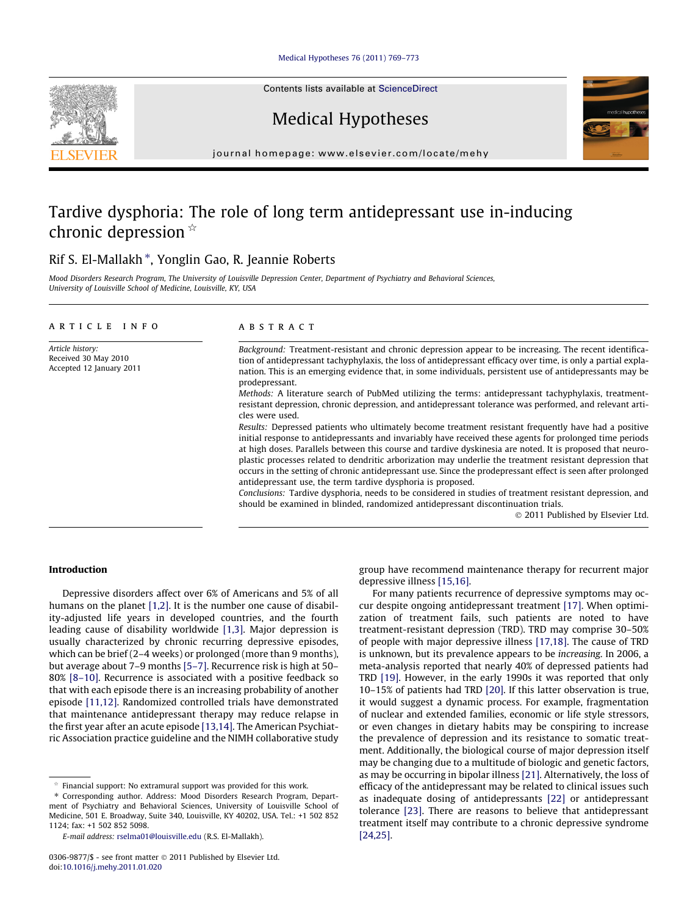# Tardive dysphoria: The role of long term antidepressant use in-inducing chronic depression ☆

Rif S. El-Mallakh *, Yonglin Gao, R. Jeannie Roberts

*Mood Disorders Research Program, The University of Louisville Depression Center, Department of Psychiatry and Behavioral Sciences, University of Louisville School of Medicine, Louisville, KY, USA*

## ARTICLE INFO

*Article history:*
Received 30 May 2010
Accepted 12 January 2011

## ABSTRACT

*Background:* Treatment-resistant and chronic depression appear to be increasing. The recent identification of antidepressant tachyphylaxis, the loss of antidepressant efficacy over time, is only a partial explanation. This is an emerging evidence that, in some individuals, persistent use of antidepressants may be prodepressant.

*Methods:* A literature search of PubMed utilizing the terms: antidepressant tachyphylaxis, treatment-resistant depression, chronic depression, and antidepressant tolerance was performed, and relevant articles were used.

*Results:* Depressed patients who ultimately become treatment resistant frequently have had a positive initial response to antidepressants and invariably have received these agents for prolonged time periods at high doses. Parallels between this course and tardive dyskinesia are noted. It is proposed that neuroplastic processes related to dendritic arborization may underlie the treatment resistant depression that occurs in the setting of chronic antidepressant use. Since the prodepressant effect is seen after prolonged antidepressant use, the term tardive dysphoria is proposed.

*Conclusions:* Tardive dysphoria, needs to be considered in studies of treatment resistant depression, and should be examined in blinded, randomized antidepressant discontinuation trials.

© 2011 Published by Elsevier Ltd.

## Introduction

Depressive disorders affect over 6% of Americans and 5% of all humans on the planet [1,2]. It is the number one cause of disability-adjusted life years in developed countries, and the fourth leading cause of disability worldwide [1,3]. Major depression is usually characterized by chronic recurring depressive episodes, which can be brief (2–4 weeks) or prolonged (more than 9 months), but average about 7–9 months [5–7]. Recurrence risk is high at 50–80% [8–10]. Recurrence is associated with a positive feedback so that with each episode there is an increasing probability of another episode [11,12]. Randomized controlled trials have demonstrated that maintenance antidepressant therapy may reduce relapse in the first year after an acute episode [13,14]. The American Psychiatric Association practice guideline and the NIMH collaborative study group have recommend maintenance therapy for recurrent major depressive illness [15,16].

For many patients recurrence of depressive symptoms may occur despite ongoing antidepressant treatment [17]. When optimization of treatment fails, such patients are noted to have treatment-resistant depression (TRD). TRD may comprise 30–50% of people with major depressive illness [17,18]. The cause of TRD is unknown, but its prevalence appears to be *increasing*. In 2006, a meta-analysis reported that nearly 40% of depressed patients had TRD [19]. However, in the early 1990s it was reported that only 10–15% of patients had TRD [20]. If this latter observation is true, it would suggest a dynamic process. For example, fragmentation of nuclear and extended families, economic or life style stressors, or even changes in dietary habits may be conspiring to increase the prevalence of depression and its resistance to somatic treatment. Additionally, the biological course of major depression itself may be changing due to a multitude of biologic and genetic factors, as may be occurring in bipolar illness [21]. Alternatively, the loss of efficacy of the antidepressant may be related to clinical issues such as inadequate dosing of antidepressants [22] or antidepressant tolerance [23]. There are reasons to believe that antidepressant treatment itself may contribute to a chronic depressive syndrome [24,25].

☆ Financial support: No extramural support was provided for this work.

\* Corresponding author. Address: Mood Disorders Research Program, Department of Psychiatry and Behavioral Sciences, University of Louisville School of Medicine, 501 E. Broadway, Suite 340, Louisville, KY 40202, USA. Tel.: +1 502 852 1124; fax: +1 502 852 5098.

*E-mail address:* rselma01@louisville.edu (R.S. El-Mallakh).

0306-9877/$ - see front matter © 2011 Published by Elsevier Ltd.
doi:10.1016/j.mehy.2011.01.020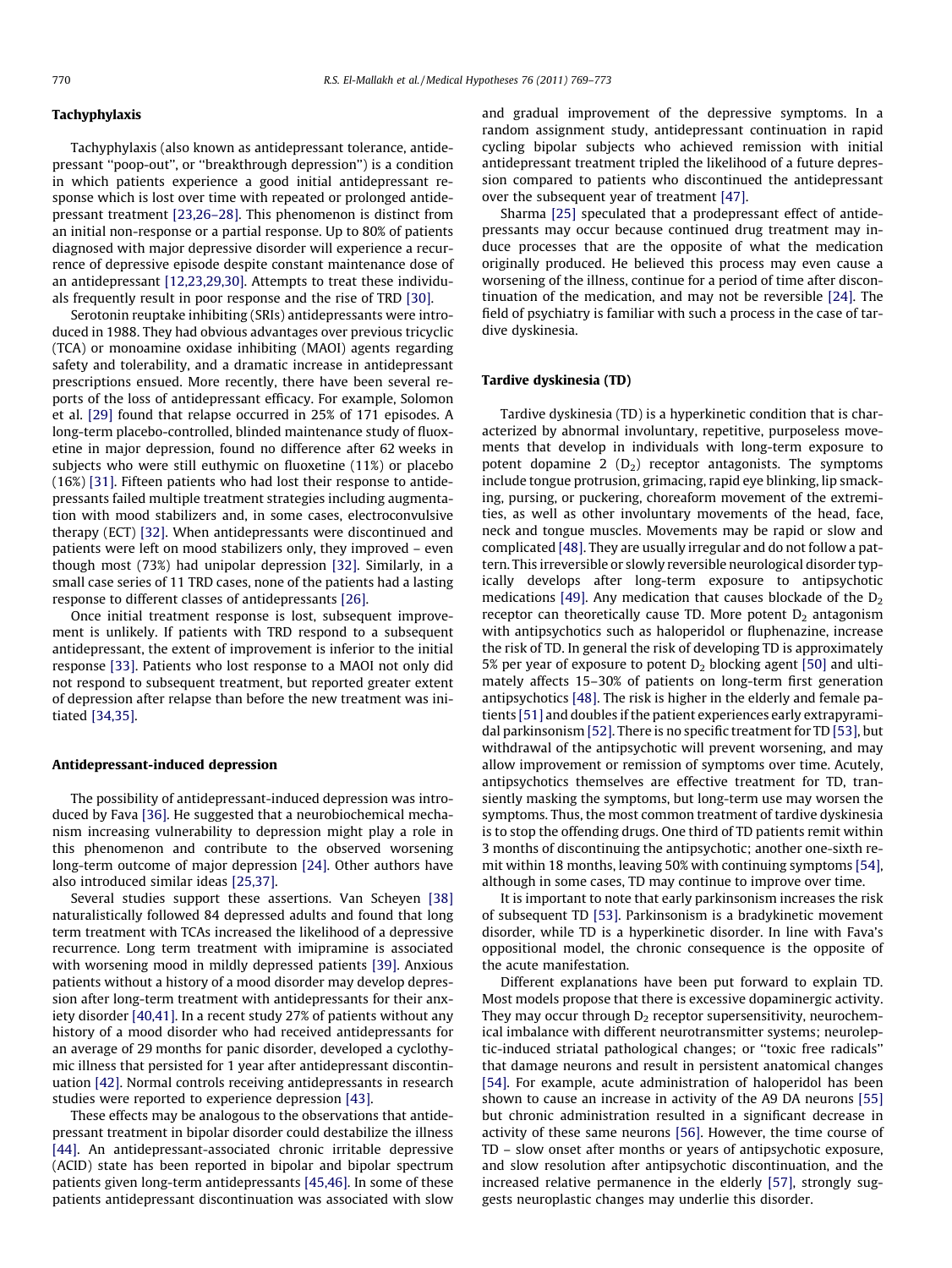## Tachyphylaxis

Tachyphylaxis (also known as antidepressant tolerance, antidepressant ''poop-out'', or ''breakthrough depression'') is a condition in which patients experience a good initial antidepressant response which is lost over time with repeated or prolonged antidepressant treatment [23,26–28]. This phenomenon is distinct from an initial non-response or a partial response. Up to 80% of patients diagnosed with major depressive disorder will experience a recurrence of depressive episode despite constant maintenance dose of an antidepressant [12,23,29,30]. Attempts to treat these individuals frequently result in poor response and the rise of TRD [30].

Serotonin reuptake inhibiting (SRIs) antidepressants were introduced in 1988. They had obvious advantages over previous tricyclic (TCA) or monoamine oxidase inhibiting (MAOI) agents regarding safety and tolerability, and a dramatic increase in antidepressant prescriptions ensued. More recently, there have been several reports of the loss of antidepressant efficacy. For example, Solomon et al. [29] found that relapse occurred in 25% of 171 episodes. A long-term placebo-controlled, blinded maintenance study of fluoxetine in major depression, found no difference after 62 weeks in subjects who were still euthymic on fluoxetine (11%) or placebo (16%) [31]. Fifteen patients who had lost their response to antidepressants failed multiple treatment strategies including augmentation with mood stabilizers and, in some cases, electroconvulsive therapy (ECT) [32]. When antidepressants were discontinued and patients were left on mood stabilizers only, they improved – even though most (73%) had unipolar depression [32]. Similarly, in a small case series of 11 TRD cases, none of the patients had a lasting response to different classes of antidepressants [26].

Once initial treatment response is lost, subsequent improvement is unlikely. If patients with TRD respond to a subsequent antidepressant, the extent of improvement is inferior to the initial response [33]. Patients who lost response to a MAOI not only did not respond to subsequent treatment, but reported greater extent of depression after relapse than before the new treatment was initiated [34,35].

## Antidepressant-induced depression

The possibility of antidepressant-induced depression was introduced by Fava [36]. He suggested that a neurobiochemical mechanism increasing vulnerability to depression might play a role in this phenomenon and contribute to the observed worsening long-term outcome of major depression [24]. Other authors have also introduced similar ideas [25,37].

Several studies support these assertions. Van Scheyen [38] naturalistically followed 84 depressed adults and found that long term treatment with TCAs increased the likelihood of a depressive recurrence. Long term treatment with imipramine is associated with worsening mood in mildly depressed patients [39]. Anxious patients without a history of a mood disorder may develop depression after long-term treatment with antidepressants for their anxiety disorder [40,41]. In a recent study 27% of patients without any history of a mood disorder who had received antidepressants for an average of 29 months for panic disorder, developed a cyclothymic illness that persisted for 1 year after antidepressant discontinuation [42]. Normal controls receiving antidepressants in research studies were reported to experience depression [43].

These effects may be analogous to the observations that antidepressant treatment in bipolar disorder could destabilize the illness [44]. An antidepressant-associated chronic irritable depressive (ACID) state has been reported in bipolar and bipolar spectrum patients given long-term antidepressants [45,46]. In some of these patients antidepressant discontinuation was associated with slow and gradual improvement of the depressive symptoms. In a random assignment study, antidepressant continuation in rapid cycling bipolar subjects who achieved remission with initial antidepressant treatment tripled the likelihood of a future depression compared to patients who discontinued the antidepressant over the subsequent year of treatment [47].

Sharma [25] speculated that a prodepressant effect of antidepressants may occur because continued drug treatment may induce processes that are the opposite of what the medication originally produced. He believed this process may even cause a worsening of the illness, continue for a period of time after discontinuation of the medication, and may not be reversible [24]. The field of psychiatry is familiar with such a process in the case of tardive dyskinesia.

## Tardive dyskinesia (TD)

Tardive dyskinesia (TD) is a hyperkinetic condition that is characterized by abnormal involuntary, repetitive, purposeless movements that develop in individuals with long-term exposure to potent dopamine 2 ($D_2$) receptor antagonists. The symptoms include tongue protrusion, grimacing, rapid eye blinking, lip smacking, pursing, or puckering, choreaform movement of the extremities, as well as other involuntary movements of the head, face, neck and tongue muscles. Movements may be rapid or slow and complicated [48]. They are usually irregular and do not follow a pattern. This irreversible or slowly reversible neurological disorder typically develops after long-term exposure to antipsychotic medications [49]. Any medication that causes blockade of the $D_2$ receptor can theoretically cause TD. More potent $D_2$ antagonism with antipsychotics such as haloperidol or fluphenazine, increase the risk of TD. In general the risk of developing TD is approximately 5% per year of exposure to potent $D_2$ blocking agent [50] and ultimately affects 15–30% of patients on long-term first generation antipsychotics [48]. The risk is higher in the elderly and female patients [51] and doubles if the patient experiences early extrapyramidal parkinsonism [52]. There is no specific treatment for TD [53], but withdrawal of the antipsychotic will prevent worsening, and may allow improvement or remission of symptoms over time. Acutely, antipsychotics themselves are effective treatment for TD, transiently masking the symptoms, but long-term use may worsen the symptoms. Thus, the most common treatment of tardive dyskinesia is to stop the offending drugs. One third of TD patients remit within 3 months of discontinuing the antipsychotic; another one-sixth remit within 18 months, leaving 50% with continuing symptoms [54], although in some cases, TD may continue to improve over time.

It is important to note that early parkinsonism increases the risk of subsequent TD [53]. Parkinsonism is a bradykinetic movement disorder, while TD is a hyperkinetic disorder. In line with Fava's oppositional model, the chronic consequence is the opposite of the acute manifestation.

Different explanations have been put forward to explain TD. Most models propose that there is excessive dopaminergic activity. They may occur through $D_2$ receptor supersensitivity, neurochemical imbalance with different neurotransmitter systems; neuroleptic-induced striatal pathological changes; or ''toxic free radicals'' that damage neurons and result in persistent anatomical changes [54]. For example, acute administration of haloperidol has been shown to cause an increase in activity of the A9 DA neurons [55] but chronic administration resulted in a significant decrease in activity of these same neurons [56]. However, the time course of TD – slow onset after months or years of antipsychotic exposure, and slow resolution after antipsychotic discontinuation, and the increased relative permanence in the elderly [57], strongly suggests neuroplastic changes may underlie this disorder.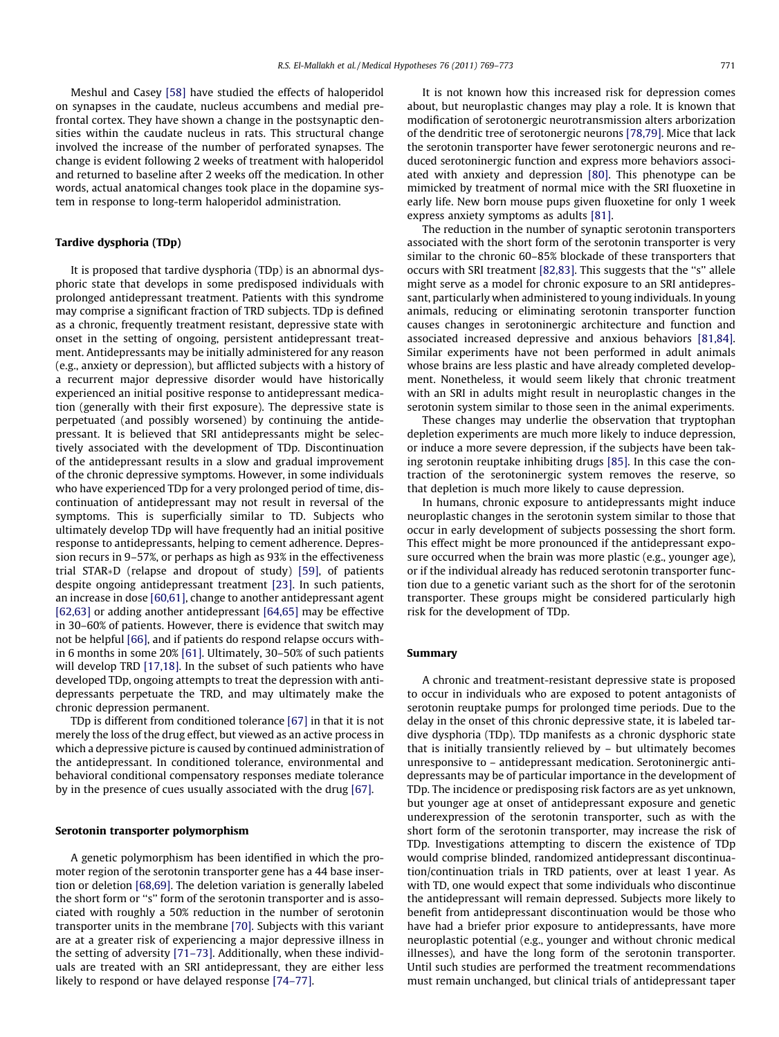Meshul and Casey [58] have studied the effects of haloperidol on synapses in the caudate, nucleus accumbens and medial prefrontal cortex. They have shown a change in the postsynaptic densities within the caudate nucleus in rats. This structural change involved the increase of the number of perforated synapses. The change is evident following 2 weeks of treatment with haloperidol and returned to baseline after 2 weeks off the medication. In other words, actual anatomical changes took place in the dopamine system in response to long-term haloperidol administration.

## Tardive dysphoria (TDp)

It is proposed that tardive dysphoria (TDp) is an abnormal dysphoric state that develops in some predisposed individuals with prolonged antidepressant treatment. Patients with this syndrome may comprise a significant fraction of TRD subjects. TDp is defined as a chronic, frequently treatment resistant, depressive state with onset in the setting of ongoing, persistent antidepressant treatment. Antidepressants may be initially administered for any reason (e.g., anxiety or depression), but afflicted subjects with a history of a recurrent major depressive disorder would have historically experienced an initial positive response to antidepressant medication (generally with their first exposure). The depressive state is perpetuated (and possibly worsened) by continuing the antidepressant. It is believed that SRI antidepressants might be selectively associated with the development of TDp. Discontinuation of the antidepressant results in a slow and gradual improvement of the chronic depressive symptoms. However, in some individuals who have experienced TDp for a very prolonged period of time, discontinuation of antidepressant may not result in reversal of the symptoms. This is superficially similar to TD. Subjects who ultimately develop TDp will have frequently had an initial positive response to antidepressants, helping to cement adherence. Depression recurs in 9–57%, or perhaps as high as 93% in the effectiveness trial STAR*D (relapse and dropout of study) [59], of patients despite ongoing antidepressant treatment [23]. In such patients, an increase in dose [60,61], change to another antidepressant agent [62,63] or adding another antidepressant [64,65] may be effective in 30–60% of patients. However, there is evidence that switch may not be helpful [66], and if patients do respond relapse occurs within 6 months in some 20% [61]. Ultimately, 30–50% of such patients will develop TRD [17,18]. In the subset of such patients who have developed TDp, ongoing attempts to treat the depression with antidepressants perpetuate the TRD, and may ultimately make the chronic depression permanent.

TDp is different from conditioned tolerance [67] in that it is not merely the loss of the drug effect, but viewed as an active process in which a depressive picture is caused by continued administration of the antidepressant. In conditioned tolerance, environmental and behavioral conditional compensatory responses mediate tolerance by in the presence of cues usually associated with the drug [67].

## Serotonin transporter polymorphism

A genetic polymorphism has been identified in which the promoter region of the serotonin transporter gene has a 44 base insertion or deletion [68,69]. The deletion variation is generally labeled the short form or "s" form of the serotonin transporter and is associated with roughly a 50% reduction in the number of serotonin transporter units in the membrane [70]. Subjects with this variant are at a greater risk of experiencing a major depressive illness in the setting of adversity [71–73]. Additionally, when these individuals are treated with an SRI antidepressant, they are either less likely to respond or have delayed response [74–77].

It is not known how this increased risk for depression comes about, but neuroplastic changes may play a role. It is known that modification of serotonergic neurotransmission alters arborization of the dendritic tree of serotonergic neurons [78,79]. Mice that lack the serotonin transporter have fewer serotonergic neurons and reduced serotoninergic function and express more behaviors associated with anxiety and depression [80]. This phenotype can be mimicked by treatment of normal mice with the SRI fluoxetine in early life. New born mouse pups given fluoxetine for only 1 week express anxiety symptoms as adults [81].

The reduction in the number of synaptic serotonin transporters associated with the short form of the serotonin transporter is very similar to the chronic 60–85% blockade of these transporters that occurs with SRI treatment [82,83]. This suggests that the "s" allele might serve as a model for chronic exposure to an SRI antidepressant, particularly when administered to young individuals. In young animals, reducing or eliminating serotonin transporter function causes changes in serotoninergic architecture and function and associated increased depressive and anxious behaviors [81,84]. Similar experiments have not been performed in adult animals whose brains are less plastic and have already completed development. Nonetheless, it would seem likely that chronic treatment with an SRI in adults might result in neuroplastic changes in the serotonin system similar to those seen in the animal experiments.

These changes may underlie the observation that tryptophan depletion experiments are much more likely to induce depression, or induce a more severe depression, if the subjects have been taking serotonin reuptake inhibiting drugs [85]. In this case the contraction of the serotoninergic system removes the reserve, so that depletion is much more likely to cause depression.

In humans, chronic exposure to antidepressants might induce neuroplastic changes in the serotonin system similar to those that occur in early development of subjects possessing the short form. This effect might be more pronounced if the antidepressant exposure occurred when the brain was more plastic (e.g., younger age), or if the individual already has reduced serotonin transporter function due to a genetic variant such as the short for of the serotonin transporter. These groups might be considered particularly high risk for the development of TDp.

## Summary

A chronic and treatment-resistant depressive state is proposed to occur in individuals who are exposed to potent antagonists of serotonin reuptake pumps for prolonged time periods. Due to the delay in the onset of this chronic depressive state, it is labeled tardive dysphoria (TDp). TDp manifests as a chronic dysphoric state that is initially transiently relieved by – but ultimately becomes unresponsive to – antidepressant medication. Serotoninergic antidepressants may be of particular importance in the development of TDp. The incidence or predisposing risk factors are as yet unknown, but younger age at onset of antidepressant exposure and genetic underexpression of the serotonin transporter, such as with the short form of the serotonin transporter, may increase the risk of TDp. Investigations attempting to discern the existence of TDp would comprise blinded, randomized antidepressant discontinuation/continuation trials in TRD patients, over at least 1 year. As with TD, one would expect that some individuals who discontinue the antidepressant will remain depressed. Subjects more likely to benefit from antidepressant discontinuation would be those who have had a briefer prior exposure to antidepressants, have more neuroplastic potential (e.g., younger and without chronic medical illnesses), and have the long form of the serotonin transporter. Until such studies are performed the treatment recommendations must remain unchanged, but clinical trials of antidepressant taper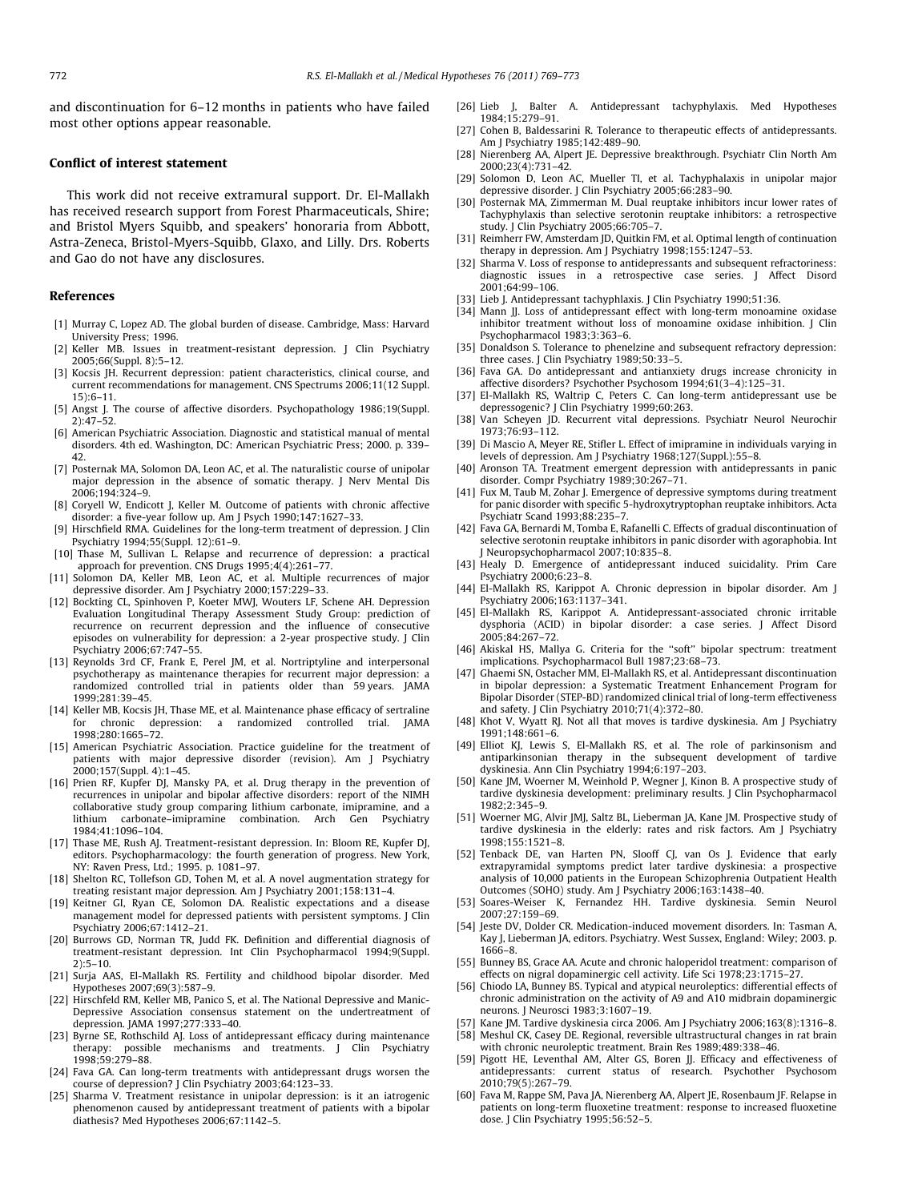and discontinuation for 6–12 months in patients who have failed most other options appear reasonable.

## Conflict of interest statement

This work did not receive extramural support. Dr. El-Mallakh has received research support from Forest Pharmaceuticals, Shire; and Bristol Myers Squibb, and speakers' honoraria from Abbott, Astra-Zeneca, Bristol-Myers-Squibb, Glaxo, and Lilly. Drs. Roberts and Gao do not have any disclosures.

## References

[1] Murray C, Lopez AD. The global burden of disease. Cambridge, Mass: Harvard University Press; 1996.

[2] Keller MB. Issues in treatment-resistant depression. J Clin Psychiatry 2005;66(Suppl. 8):5–12.

[3] Kocsis JH. Recurrent depression: patient characteristics, clinical course, and current recommendations for management. CNS Spectrums 2006;11(12 Suppl. 15):6–11.

[5] Angst J. The course of affective disorders. Psychopathology 1986;19(Suppl. 2):47–52.

[6] American Psychiatric Association. Diagnostic and statistical manual of mental disorders. 4th ed. Washington, DC: American Psychiatric Press; 2000. p. 339–42.

[7] Posternak MA, Solomon DA, Leon AC, et al. The naturalistic course of unipolar major depression in the absence of somatic therapy. J Nerv Mental Dis 2006;194:324–9.

[8] Coryell W, Endicott J, Keller M. Outcome of patients with chronic affective disorder: a five-year follow up. Am J Psych 1990;147:1627–33.

[9] Hirschfield RMA. Guidelines for the long-term treatment of depression. J Clin Psychiatry 1994;55(Suppl. 12):61–9.

[10] Thase M, Sullivan L. Relapse and recurrence of depression: a practical approach for prevention. CNS Drugs 1995;4(4):261–77.

[11] Solomon DA, Keller MB, Leon AC, et al. Multiple recurrences of major depressive disorder. Am J Psychiatry 2000;157:229–33.

[12] Bockting CL, Spinhoven P, Koeter MWJ, Wouters LF, Schene AH. Depression Evaluation Longitudinal Therapy Assessment Study Group: prediction of recurrence on recurrent depression and the influence of consecutive episodes on vulnerability for depression: a 2-year prospective study. J Clin Psychiatry 2006;67:747–55.

[13] Reynolds 3rd CF, Frank E, Perel JM, et al. Nortriptyline and interpersonal psychotherapy as maintenance therapies for recurrent major depression: a randomized controlled trial in patients older than 59 years. JAMA 1999;281:39–45.

[14] Keller MB, Kocsis JH, Thase ME, et al. Maintenance phase efficacy of sertraline for chronic depression: a randomized controlled trial. JAMA 1998;280:1665–72.

[15] American Psychiatric Association. Practice guideline for the treatment of patients with major depressive disorder (revision). Am J Psychiatry 2000;157(Suppl. 4):1–45.

[16] Prien RF, Kupfer DJ, Mansky PA, et al. Drug therapy in the prevention of recurrences in unipolar and bipolar affective disorders: report of the NIMH collaborative study group comparing lithium carbonate, imipramine, and a lithium carbonate–imipramine combination. Arch Gen Psychiatry 1984;41:1096–104.

[17] Thase ME, Rush AJ. Treatment-resistant depression. In: Bloom RE, Kupfer DJ, editors. Psychopharmacology: the fourth generation of progress. New York, NY: Raven Press, Ltd.; 1995. p. 1081–97.

[18] Shelton RC, Tollefson GD, Tohen M, et al. A novel augmentation strategy for treating resistant major depression. Am J Psychiatry 2001;158:131–4.

[19] Keitner GI, Ryan CE, Solomon DA. Realistic expectations and a disease management model for depressed patients with persistent symptoms. J Clin Psychiatry 2006;67:1412–21.

[20] Burrows GD, Norman TR, Judd FK. Definition and differential diagnosis of treatment-resistant depression. Int Clin Psychopharmacol 1994;9(Suppl. 2):5–10.

[21] Surja AAS, El-Mallakh RS. Fertility and childhood bipolar disorder. Med Hypotheses 2007;69(3):587–9.

[22] Hirschfeld RM, Keller MB, Panico S, et al. The National Depressive and Manic-Depressive Association consensus statement on the undertreatment of depression. JAMA 1997;277:333–40.

[23] Byrne SE, Rothschild AJ. Loss of antidepressant efficacy during maintenance therapy: possible mechanisms and treatments. J Clin Psychiatry 1998;59:279–88.

[24] Fava GA. Can long-term treatments with antidepressant drugs worsen the course of depression? J Clin Psychiatry 2003;64:123–33.

[25] Sharma V. Treatment resistance in unipolar depression: is it an iatrogenic phenomenon caused by antidepressant treatment of patients with a bipolar diathesis? Med Hypotheses 2006;67:1142–5.

[26] Lieb J, Balter A. Antidepressant tachyphylaxis. Med Hypotheses 1984;15:279–91.

[27] Cohen B, Baldessarini R. Tolerance to therapeutic effects of antidepressants. Am J Psychiatry 1985;142:489–90.

[28] Nierenberg AA, Alpert JE. Depressive breakthrough. Psychiatr Clin North Am 2000;23(4):731–42.

[29] Solomon D, Leon AC, Mueller TI, et al. Tachyphalaxis in unipolar major depressive disorder. J Clin Psychiatry 2005;66:283–90.

[30] Posternak MA, Zimmerman M. Dual reuptake inhibitors incur lower rates of Tachyphylaxis than selective serotonin reuptake inhibitors: a retrospective study. J Clin Psychiatry 2005;66:705–7.

[31] Reimherr FW, Amsterdam JD, Quitkin FM, et al. Optimal length of continuation therapy in depression. Am J Psychiatry 1998;155:1247–53.

[32] Sharma V. Loss of response to antidepressants and subsequent refractoriness: diagnostic issues in a retrospective case series. J Affect Disord 2001;64:99–106.

[33] Lieb J. Antidepressant tachyphlaxis. J Clin Psychiatry 1990;51:36.

[34] Mann JJ. Loss of antidepressant effect with long-term monoamine oxidase inhibitor treatment without loss of monoamine oxidase inhibition. J Clin Psychopharmacol 1983;3:363–6.

[35] Donaldson S. Tolerance to phenelzine and subsequent refractory depression: three cases. J Clin Psychiatry 1989;50:33–5.

[36] Fava GA. Do antidepressant and antianxiety drugs increase chronicity in affective disorders? Psychother Psychosom 1994;61(3–4):125–31.

[37] El-Mallakh RS, Waltrip C, Peters C. Can long-term antidepressant use be depressogenic? J Clin Psychiatry 1999;60:263.

[38] Van Scheyen JD. Recurrent vital depressions. Psychiatr Neurol Neurochir 1973;76:93–112.

[39] Di Mascio A, Meyer RE, Stifler L. Effect of imipramine in individuals varying in levels of depression. Am J Psychiatry 1968;127(Suppl.):55–8.

[40] Aronson TA. Treatment emergent depression with antidepressants in panic disorder. Compr Psychiatry 1989;30:267–71.

[41] Fux M, Taub M, Zohar J. Emergence of depressive symptoms during treatment for panic disorder with specific 5-hydroxytryptophan reuptake inhibitors. Acta Psychiatr Scand 1993;88:235–7.

[42] Fava GA, Bernardi M, Tomba E, Rafanelli C. Effects of gradual discontinuation of selective serotonin reuptake inhibitors in panic disorder with agoraphobia. Int J Neuropsychopharmacol 2007;10:835–8.

[43] Healy D. Emergence of antidepressant induced suicidality. Prim Care Psychiatry 2000;6:23–8.

[44] El-Mallakh RS, Karippot A. Chronic depression in bipolar disorder. Am J Psychiatry 2006;163:1137–341.

[45] El-Mallakh RS, Karippot A. Antidepressant-associated chronic irritable dysphoria (ACID) in bipolar disorder: a case series. J Affect Disord 2005;84:267–72.

[46] Akiskal HS, Mallya G. Criteria for the "soft" bipolar spectrum: treatment implications. Psychopharmacol Bull 1987;23:68–73.

[47] Ghaemi SN, Ostacher MM, El-Mallakh RS, et al. Antidepressant discontinuation in bipolar depression: a Systematic Treatment Enhancement Program for Bipolar Disorder (STEP-BD) randomized clinical trial of long-term effectiveness and safety. J Clin Psychiatry 2010;71(4):372–80.

[48] Khot V, Wyatt RJ. Not all that moves is tardive dyskinesia. Am J Psychiatry 1991;148:661–6.

[49] Elliot KJ, Lewis S, El-Mallakh RS, et al. The role of parkinsonism and antiparkinsonian therapy in the subsequent development of tardive dyskinesia. Ann Clin Psychiatry 1994;6:197–203.

[50] Kane JM, Woerner M, Weinhold P, Wegner J, Kinon B. A prospective study of tardive dyskinesia development: preliminary results. J Clin Psychopharmacol 1982;2:345–9.

[51] Woerner MG, Alvir JMJ, Saltz BL, Lieberman JA, Kane JM. Prospective study of tardive dyskinesia in the elderly: rates and risk factors. Am J Psychiatry 1998;155:1521–8.

[52] Tenback DE, van Harten PN, Slooff CJ, van Os J. Evidence that early extrapyramidal symptoms predict later tardive dyskinesia: a prospective analysis of 10,000 patients in the European Schizophrenia Outpatient Health Outcomes (SOHO) study. Am J Psychiatry 2006;163:1438–40.

[53] Soares-Weiser K, Fernandez HH. Tardive dyskinesia. Semin Neurol 2007;27:159–69.

[54] Jeste DV, Dolder CR. Medication-induced movement disorders. In: Tasman A, Kay J, Lieberman JA, editors. Psychiatry. West Sussex, England: Wiley; 2003. p. 1666–8.

[55] Bunney BS, Grace AA. Acute and chronic haloperidol treatment: comparison of effects on nigral dopaminergic cell activity. Life Sci 1978;23:1715–27.

[56] Chiodo LA, Bunney BS. Typical and atypical neuroleptics: differential effects of chronic administration on the activity of A9 and A10 midbrain dopaminergic neurons. J Neurosci 1983;3:1607–19.

[57] Kane JM. Tardive dyskinesia circa 2006. Am J Psychiatry 2006;163(8):1316–8.

[58] Meshul CK, Casey DE. Regional, reversible ultrastructural changes in rat brain with chronic neuroleptic treatment. Brain Res 1989;489:338–46.

[59] Pigott HE, Leventhal AM, Alter GS, Boren JJ. Efficacy and effectiveness of antidepressants: current status of research. Psychother Psychosom 2010;79(5):267–79.

[60] Fava M, Rappe SM, Pava JA, Nierenberg AA, Alpert JE, Rosenbaum JF. Relapse in patients on long-term fluoxetine treatment: response to increased fluoxetine dose. J Clin Psychiatry 1995;56:52–5.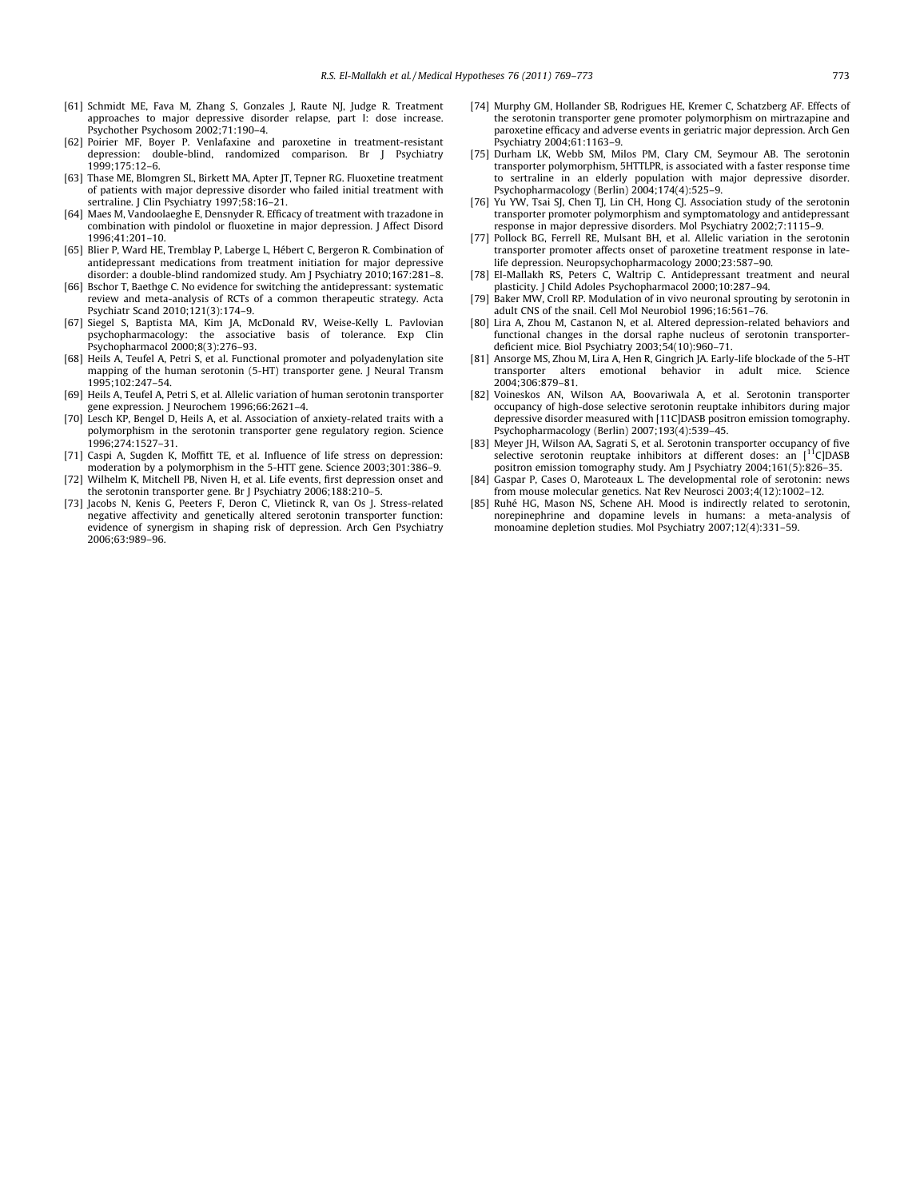[61] Schmidt ME, Fava M, Zhang S, Gonzales J, Raute NJ, Judge R. Treatment approaches to major depressive disorder relapse, part I: dose increase. Psychother Psychosom 2002;71:190–4.

[62] Poirier MF, Boyer P. Venlafaxine and paroxetine in treatment-resistant depression: double-blind, randomized comparison. Br J Psychiatry 1999;175:12–6.

[63] Thase ME, Blomgren SL, Birkett MA, Apter JT, Tepner RG. Fluoxetine treatment of patients with major depressive disorder who failed initial treatment with sertraline. J Clin Psychiatry 1997;58:16–21.

[64] Maes M, Vandoolaeghe E, Densnyder R. Efficacy of treatment with trazadone in combination with pindolol or fluoxetine in major depression. J Affect Disord 1996;41:201–10.

[65] Blier P, Ward HE, Tremblay P, Laberge L, Hébert C, Bergeron R. Combination of antidepressant medications from treatment initiation for major depressive disorder: a double-blind randomized study. Am J Psychiatry 2010;167:281–8.

[66] Bschor T, Baethge C. No evidence for switching the antidepressant: systematic review and meta-analysis of RCTs of a common therapeutic strategy. Acta Psychiatr Scand 2010;121(3):174–9.

[67] Siegel S, Baptista MA, Kim JA, McDonald RV, Weise-Kelly L. Pavlovian psychopharmacology: the associative basis of tolerance. Exp Clin Psychopharmacol 2000;8(3):276–93.

[68] Heils A, Teufel A, Petri S, et al. Functional promoter and polyadenylation site mapping of the human serotonin (5-HT) transporter gene. J Neural Transm 1995;102:247–54.

[69] Heils A, Teufel A, Petri S, et al. Allelic variation of human serotonin transporter gene expression. J Neurochem 1996;66:2621–4.

[70] Lesch KP, Bengel D, Heils A, et al. Association of anxiety-related traits with a polymorphism in the serotonin transporter gene regulatory region. Science 1996;274:1527–31.

[71] Caspi A, Sugden K, Moffitt TE, et al. Influence of life stress on depression: moderation by a polymorphism in the 5-HTT gene. Science 2003;301:386–9.

[72] Wilhelm K, Mitchell PB, Niven H, et al. Life events, first depression onset and the serotonin transporter gene. Br J Psychiatry 2006;188:210–5.

[73] Jacobs N, Kenis G, Peeters F, Deron C, Vlietinck R, van Os J. Stress-related negative affectivity and genetically altered serotonin transporter function: evidence of synergism in shaping risk of depression. Arch Gen Psychiatry 2006;63:989–96.

[74] Murphy GM, Hollander SB, Rodrigues HE, Kremer C, Schatzberg AF. Effects of the serotonin transporter gene promoter polymorphism on mirtrazapine and paroxetine efficacy and adverse events in geriatric major depression. Arch Gen Psychiatry 2004;61:1163–9.

[75] Durham LK, Webb SM, Milos PM, Clary CM, Seymour AB. The serotonin transporter polymorphism, 5HTTLPR, is associated with a faster response time to sertraline in an elderly population with major depressive disorder. Psychopharmacology (Berlin) 2004;174(4):525–9.

[76] Yu YW, Tsai SJ, Chen TJ, Lin CH, Hong CJ. Association study of the serotonin transporter promoter polymorphism and symptomatology and antidepressant response in major depressive disorders. Mol Psychiatry 2002;7:1115–9.

[77] Pollock BG, Ferrell RE, Mulsant BH, et al. Allelic variation in the serotonin transporter promoter affects onset of paroxetine treatment response in late-life depression. Neuropsychopharmacology 2000;23:587–90.

[78] El-Mallakh RS, Peters C, Waltrip C. Antidepressant treatment and neural plasticity. J Child Adoles Psychopharmacol 2000;10:287–94.

[79] Baker MW, Croll RP. Modulation of in vivo neuronal sprouting by serotonin in adult CNS of the snail. Cell Mol Neurobiol 1996;16:561–76.

[80] Lira A, Zhou M, Castanon N, et al. Altered depression-related behaviors and functional changes in the dorsal raphe nucleus of serotonin transporter-deficient mice. Biol Psychiatry 2003;54(10):960–71.

[81] Ansorge MS, Zhou M, Lira A, Hen R, Gingrich JA. Early-life blockade of the 5-HT transporter alters emotional behavior in adult mice. Science 2004;306:879–81.

[82] Voineskos AN, Wilson AA, Boovariwala A, et al. Serotonin transporter occupancy of high-dose selective serotonin reuptake inhibitors during major depressive disorder measured with [11C]DASB positron emission tomography. Psychopharmacology (Berlin) 2007;193(4):539–45.

[83] Meyer JH, Wilson AA, Sagrati S, et al. Serotonin transporter occupancy of five selective serotonin reuptake inhibitors at different doses: an [$^{11}$C]DASB positron emission tomography study. Am J Psychiatry 2004;161(5):826–35.

[84] Gaspar P, Cases O, Maroteaux L. The developmental role of serotonin: news from mouse molecular genetics. Nat Rev Neurosci 2003;4(12):1002–12.

[85] Ruhé HG, Mason NS, Schene AH. Mood is indirectly related to serotonin, norepinephrine and dopamine levels in humans: a meta-analysis of monoamine depletion studies. Mol Psychiatry 2007;12(4):331–59.